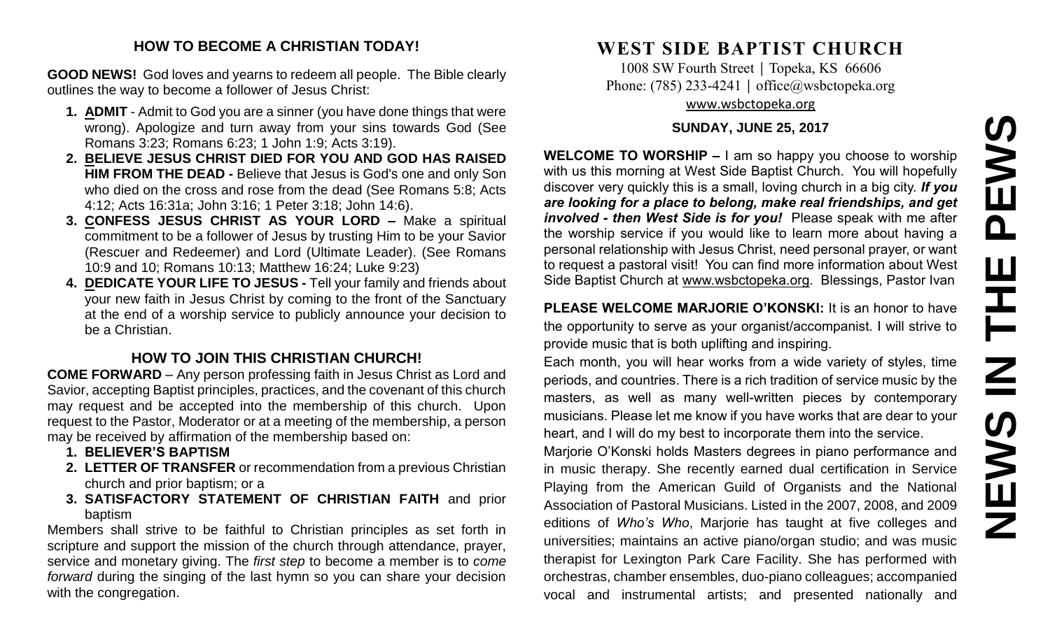## HOW TO BECOME A CHRISTIAN TODAY!

**GOOD NEWS!** God loves and yearns to redeem all people. The Bible clearly outlines the way to become a follower of Jesus Christ:

1. **ADMIT** - Admit to God you are a sinner (you have done things that were wrong). Apologize and turn away from your sins towards God (See Romans 3:23; Romans 6:23; 1 John 1:9; Acts 3:19).
2. **BELIEVE JESUS CHRIST DIED FOR YOU AND GOD HAS RAISED HIM FROM THE DEAD -** Believe that Jesus is God's one and only Son who died on the cross and rose from the dead (See Romans 5:8; Acts 4:12; Acts 16:31a; John 3:16; 1 Peter 3:18; John 14:6).
3. **CONFESS JESUS CHRIST AS YOUR LORD –** Make a spiritual commitment to be a follower of Jesus by trusting Him to be your Savior (Rescuer and Redeemer) and Lord (Ultimate Leader). (See Romans 10:9 and 10; Romans 10:13; Matthew 16:24; Luke 9:23)
4. **DEDICATE YOUR LIFE TO JESUS -** Tell your family and friends about your new faith in Jesus Christ by coming to the front of the Sanctuary at the end of a worship service to publicly announce your decision to be a Christian.

## HOW TO JOIN THIS CHRISTIAN CHURCH!

**COME FORWARD** – Any person professing faith in Jesus Christ as Lord and Savior, accepting Baptist principles, practices, and the covenant of this church may request and be accepted into the membership of this church. Upon request to the Pastor, Moderator or at a meeting of the membership, a person may be received by affirmation of the membership based on:

1. **BELIEVER'S BAPTISM**
2. **LETTER OF TRANSFER** or recommendation from a previous Christian church and prior baptism; or a
3. **SATISFACTORY STATEMENT OF CHRISTIAN FAITH** and prior baptism

Members shall strive to be faithful to Christian principles as set forth in scripture and support the mission of the church through attendance, prayer, service and monetary giving. The *first step* to become a member is to *come forward* during the singing of the last hymn so you can share your decision with the congregation.

# WEST SIDE BAPTIST CHURCH

1008 SW Fourth Street | Topeka, KS 66606
Phone: (785) 233-4241 | office@wsbctopeka.org
www.wsbctopeka.org

**SUNDAY, JUNE 25, 2017**

**WELCOME TO WORSHIP –** I am so happy you choose to worship with us this morning at West Side Baptist Church. You will hopefully discover very quickly this is a small, loving church in a big city. ***If you are looking for a place to belong, make real friendships, and get involved - then West Side is for you!*** Please speak with me after the worship service if you would like to learn more about having a personal relationship with Jesus Christ, need personal prayer, or want to request a pastoral visit! You can find more information about West Side Baptist Church at www.wsbctopeka.org. Blessings, Pastor Ivan

**PLEASE WELCOME MARJORIE O'KONSKI:** It is an honor to have the opportunity to serve as your organist/accompanist. I will strive to provide music that is both uplifting and inspiring.

Each month, you will hear works from a wide variety of styles, time periods, and countries. There is a rich tradition of service music by the masters, as well as many well-written pieces by contemporary musicians. Please let me know if you have works that are dear to your heart, and I will do my best to incorporate them into the service.

Marjorie O'Konski holds Masters degrees in piano performance and in music therapy. She recently earned dual certification in Service Playing from the American Guild of Organists and the National Association of Pastoral Musicians. Listed in the 2007, 2008, and 2009 editions of *Who's Who*, Marjorie has taught at five colleges and universities; maintains an active piano/organ studio; and was music therapist for Lexington Park Care Facility. She has performed with orchestras, chamber ensembles, duo-piano colleagues; accompanied vocal and instrumental artists; and presented nationally and

# NEWS IN THE PEWS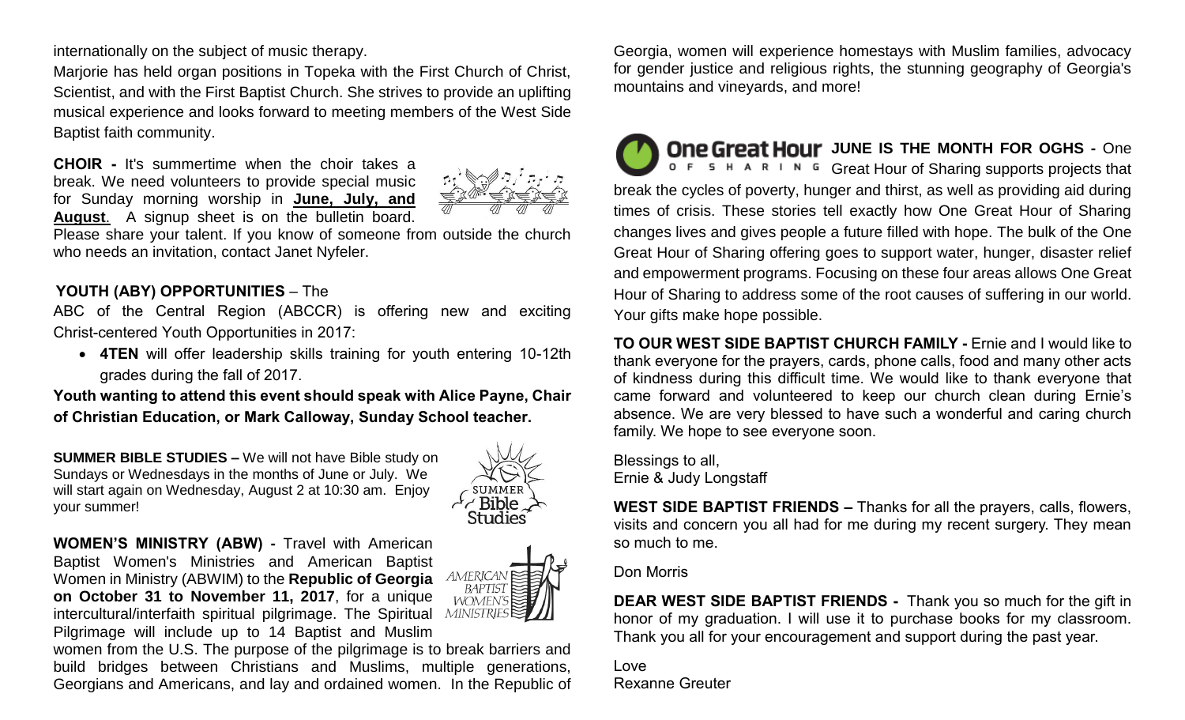internationally on the subject of music therapy.

Marjorie has held organ positions in Topeka with the First Church of Christ, Scientist, and with the First Baptist Church. She strives to provide an uplifting musical experience and looks forward to meeting members of the West Side Baptist faith community.

**CHOIR -** It's summertime when the choir takes a break. We need volunteers to provide special music for Sunday morning worship in **June, July, and August**. A signup sheet is on the bulletin board. Please share your talent. If you know of someone from outside the church who needs an invitation, contact Janet Nyfeler.

**YOUTH (ABY) OPPORTUNITIES** – The ABC of the Central Region (ABCCR) is offering new and exciting Christ-centered Youth Opportunities in 2017:

- **4TEN** will offer leadership skills training for youth entering 10-12th grades during the fall of 2017.

**Youth wanting to attend this event should speak with Alice Payne, Chair of Christian Education, or Mark Calloway, Sunday School teacher.**

**SUMMER BIBLE STUDIES –** We will not have Bible study on Sundays or Wednesdays in the months of June or July. We will start again on Wednesday, August 2 at 10:30 am. Enjoy your summer!

**WOMEN'S MINISTRY (ABW) -** Travel with American Baptist Women's Ministries and American Baptist Women in Ministry (ABWIM) to the **Republic of Georgia on October 31 to November 11, 2017**, for a unique intercultural/interfaith spiritual pilgrimage. The Spiritual Pilgrimage will include up to 14 Baptist and Muslim women from the U.S. The purpose of the pilgrimage is to break barriers and build bridges between Christians and Muslims, multiple generations, Georgians and Americans, and lay and ordained women. In the Republic of Georgia, women will experience homestays with Muslim families, advocacy for gender justice and religious rights, the stunning geography of Georgia's mountains and vineyards, and more!

**JUNE IS THE MONTH FOR OGHS -** One Great Hour of Sharing supports projects that break the cycles of poverty, hunger and thirst, as well as providing aid during times of crisis. These stories tell exactly how One Great Hour of Sharing changes lives and gives people a future filled with hope. The bulk of the One Great Hour of Sharing offering goes to support water, hunger, disaster relief and empowerment programs. Focusing on these four areas allows One Great Hour of Sharing to address some of the root causes of suffering in our world. Your gifts make hope possible.

**TO OUR WEST SIDE BAPTIST CHURCH FAMILY -** Ernie and I would like to thank everyone for the prayers, cards, phone calls, food and many other acts of kindness during this difficult time. We would like to thank everyone that came forward and volunteered to keep our church clean during Ernie's absence. We are very blessed to have such a wonderful and caring church family. We hope to see everyone soon.

Blessings to all,
Ernie & Judy Longstaff

**WEST SIDE BAPTIST FRIENDS –** Thanks for all the prayers, calls, flowers, visits and concern you all had for me during my recent surgery. They mean so much to me.

Don Morris

**DEAR WEST SIDE BAPTIST FRIENDS -** Thank you so much for the gift in honor of my graduation. I will use it to purchase books for my classroom. Thank you all for your encouragement and support during the past year.

Love
Rexanne Greuter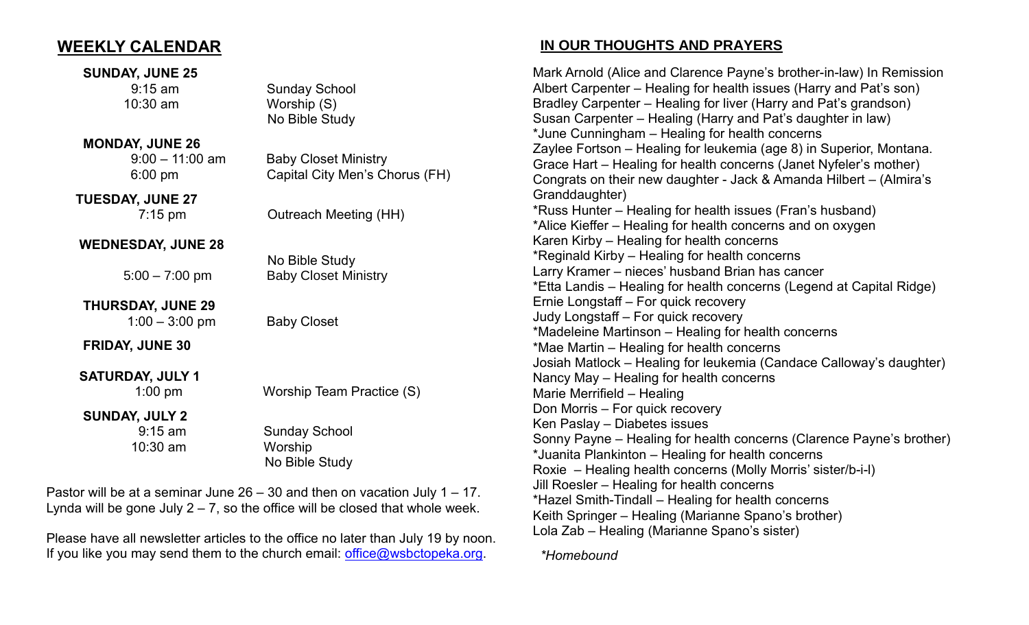## WEEKLY CALENDAR

**SUNDAY, JUNE 25**

| | |
|---|---|
| 9:15 am | Sunday School |
| 10:30 am | Worship (S) |
| | No Bible Study |

**MONDAY, JUNE 26**

| | |
|---|---|
| 9:00 – 11:00 am | Baby Closet Ministry |
| 6:00 pm | Capital City Men's Chorus (FH) |

**TUESDAY, JUNE 27**

| | |
|---|---|
| 7:15 pm | Outreach Meeting (HH) |

**WEDNESDAY, JUNE 28**

| | |
|---|---|
| | No Bible Study |
| 5:00 – 7:00 pm | Baby Closet Ministry |

**THURSDAY, JUNE 29**

| | |
|---|---|
| 1:00 – 3:00 pm | Baby Closet |

**FRIDAY, JUNE 30**

**SATURDAY, JULY 1**

| | |
|---|---|
| 1:00 pm | Worship Team Practice (S) |

**SUNDAY, JULY 2**

| | |
|---|---|
| 9:15 am | Sunday School |
| 10:30 am | Worship |
| | No Bible Study |

Pastor will be at a seminar June 26 – 30 and then on vacation July 1 – 17. Lynda will be gone July 2 – 7, so the office will be closed that whole week.

Please have all newsletter articles to the office no later than July 19 by noon. If you like you may send them to the church email: office@wsbctopeka.org.

## IN OUR THOUGHTS AND PRAYERS

Mark Arnold (Alice and Clarence Payne's brother-in-law) In Remission
Albert Carpenter – Healing for health issues (Harry and Pat's son)
Bradley Carpenter – Healing for liver (Harry and Pat's grandson)
Susan Carpenter – Healing (Harry and Pat's daughter in law)
*June Cunningham – Healing for health concerns
Zaylee Fortson – Healing for leukemia (age 8) in Superior, Montana.
Grace Hart – Healing for health concerns (Janet Nyfeler's mother)
Congrats on their new daughter - Jack & Amanda Hilbert – (Almira's Granddaughter)
*Russ Hunter – Healing for health issues (Fran's husband)
*Alice Kieffer – Healing for health concerns and on oxygen
Karen Kirby – Healing for health concerns
*Reginald Kirby – Healing for health concerns
Larry Kramer – nieces' husband Brian has cancer
*Etta Landis – Healing for health concerns (Legend at Capital Ridge)
Ernie Longstaff – For quick recovery
Judy Longstaff – For quick recovery
*Madeleine Martinson – Healing for health concerns
*Mae Martin – Healing for health concerns
Josiah Matlock – Healing for leukemia (Candace Calloway's daughter)
Nancy May – Healing for health concerns
Marie Merrifield – Healing
Don Morris – For quick recovery
Ken Paslay – Diabetes issues
Sonny Payne – Healing for health concerns (Clarence Payne's brother)
*Juanita Plankinton – Healing for health concerns
Roxie – Healing health concerns (Molly Morris' sister/b-i-l)
Jill Roesler – Healing for health concerns
*Hazel Smith-Tindall – Healing for health concerns
Keith Springer – Healing (Marianne Spano's brother)
Lola Zab – Healing (Marianne Spano's sister)

*\*Homebound*